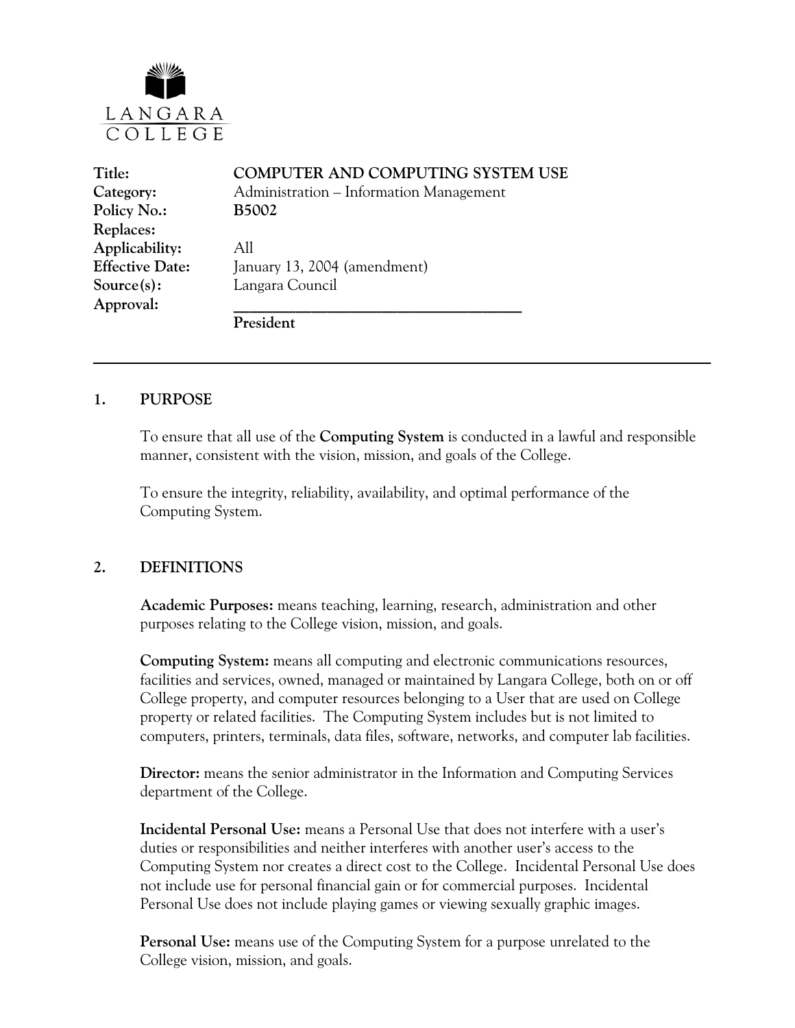LANGARA COLLEGE

| | |
|---|---|
| **Title:** | **COMPUTER AND COMPUTING SYSTEM USE** |
| **Category:** | Administration – Information Management |
| **Policy No.:** | **B5002** |
| **Replaces:** | |
| **Applicability:** | All |
| **Effective Date:** | January 13, 2004 (amendment) |
| **Source(s):** | Langara Council |
| **Approval:** | ______________________________________ |
| | **President** |

---

## 1. PURPOSE

To ensure that all use of the **Computing System** is conducted in a lawful and responsible manner, consistent with the vision, mission, and goals of the College.

To ensure the integrity, reliability, availability, and optimal performance of the Computing System.

## 2. DEFINITIONS

**Academic Purposes:** means teaching, learning, research, administration and other purposes relating to the College vision, mission, and goals.

**Computing System:** means all computing and electronic communications resources, facilities and services, owned, managed or maintained by Langara College, both on or off College property, and computer resources belonging to a User that are used on College property or related facilities. The Computing System includes but is not limited to computers, printers, terminals, data files, software, networks, and computer lab facilities.

**Director:** means the senior administrator in the Information and Computing Services department of the College.

**Incidental Personal Use:** means a Personal Use that does not interfere with a user's duties or responsibilities and neither interferes with another user's access to the Computing System nor creates a direct cost to the College. Incidental Personal Use does not include use for personal financial gain or for commercial purposes. Incidental Personal Use does not include playing games or viewing sexually graphic images.

**Personal Use:** means use of the Computing System for a purpose unrelated to the College vision, mission, and goals.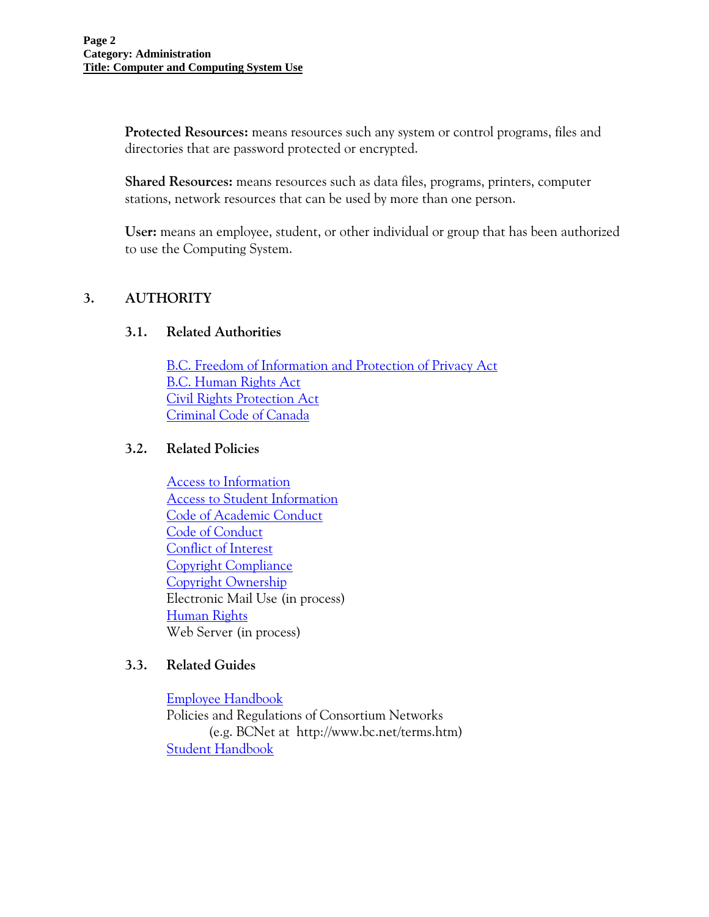**Protected Resources:** means resources such any system or control programs, files and directories that are password protected or encrypted.

**Shared Resources:** means resources such as data files, programs, printers, computer stations, network resources that can be used by more than one person.

**User:** means an employee, student, or other individual or group that has been authorized to use the Computing System.

## 3. AUTHORITY

### 3.1. Related Authorities

B.C. Freedom of Information and Protection of Privacy Act
B.C. Human Rights Act
Civil Rights Protection Act
Criminal Code of Canada

### 3.2. Related Policies

Access to Information
Access to Student Information
Code of Academic Conduct
Code of Conduct
Conflict of Interest
Copyright Compliance
Copyright Ownership
Electronic Mail Use (in process)
Human Rights
Web Server (in process)

### 3.3. Related Guides

Employee Handbook
Policies and Regulations of Consortium Networks
(e.g. BCNet at http://www.bc.net/terms.htm)
Student Handbook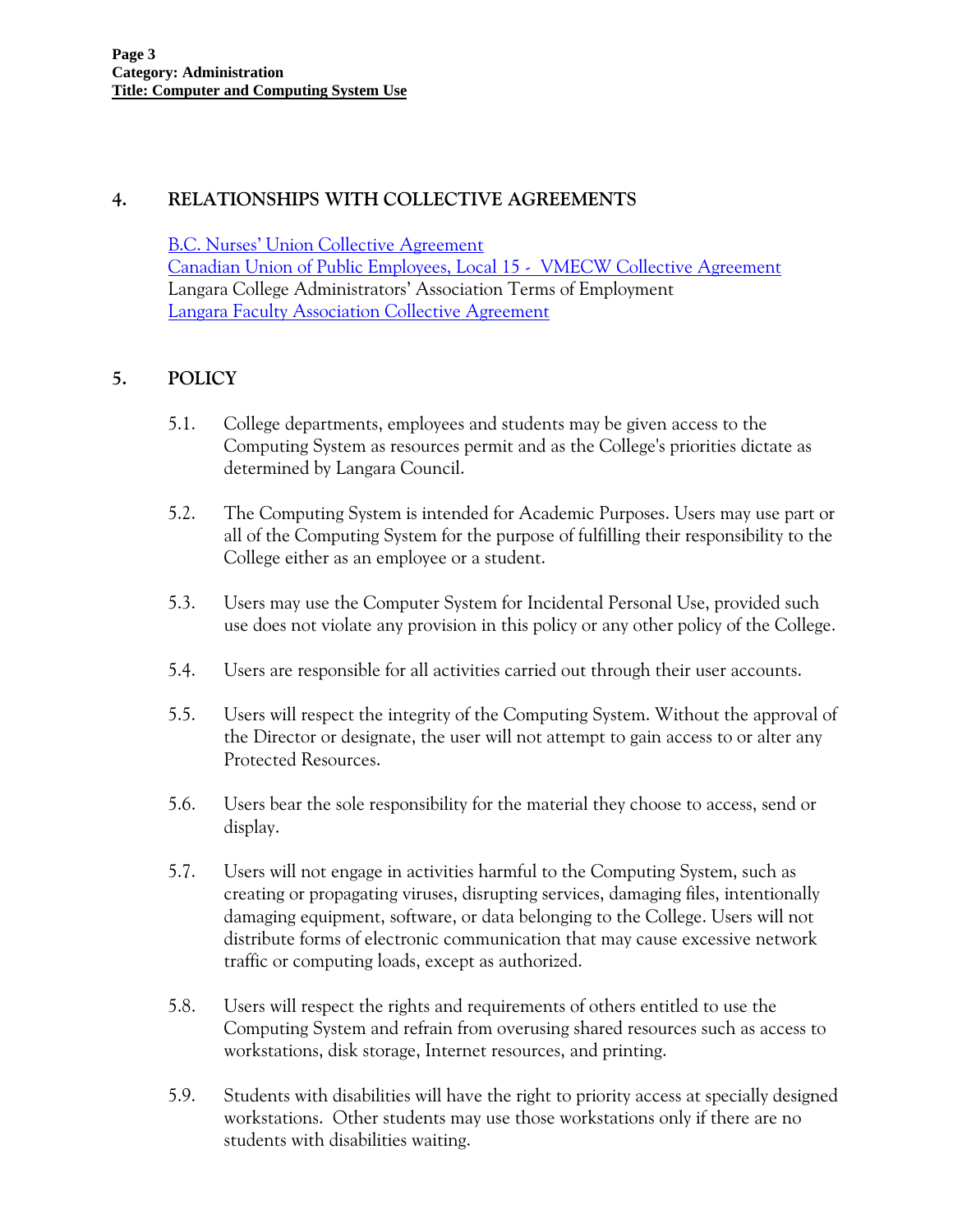## 4. RELATIONSHIPS WITH COLLECTIVE AGREEMENTS

B.C. Nurses' Union Collective Agreement
Canadian Union of Public Employees, Local 15 - VMECW Collective Agreement
Langara College Administrators' Association Terms of Employment
Langara Faculty Association Collective Agreement

## 5. POLICY

5.1. College departments, employees and students may be given access to the Computing System as resources permit and as the College's priorities dictate as determined by Langara Council.

5.2. The Computing System is intended for Academic Purposes. Users may use part or all of the Computing System for the purpose of fulfilling their responsibility to the College either as an employee or a student.

5.3. Users may use the Computer System for Incidental Personal Use, provided such use does not violate any provision in this policy or any other policy of the College.

5.4. Users are responsible for all activities carried out through their user accounts.

5.5. Users will respect the integrity of the Computing System. Without the approval of the Director or designate, the user will not attempt to gain access to or alter any Protected Resources.

5.6. Users bear the sole responsibility for the material they choose to access, send or display.

5.7. Users will not engage in activities harmful to the Computing System, such as creating or propagating viruses, disrupting services, damaging files, intentionally damaging equipment, software, or data belonging to the College. Users will not distribute forms of electronic communication that may cause excessive network traffic or computing loads, except as authorized.

5.8. Users will respect the rights and requirements of others entitled to use the Computing System and refrain from overusing shared resources such as access to workstations, disk storage, Internet resources, and printing.

5.9. Students with disabilities will have the right to priority access at specially designed workstations. Other students may use those workstations only if there are no students with disabilities waiting.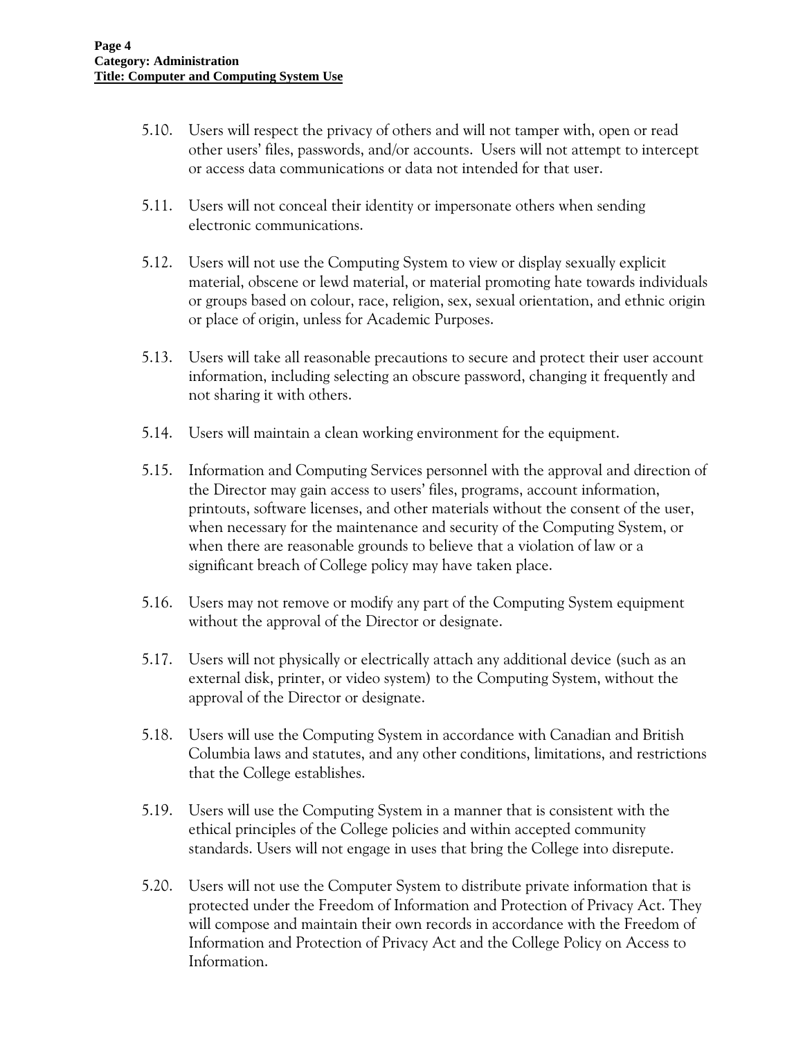5.10. Users will respect the privacy of others and will not tamper with, open or read other users' files, passwords, and/or accounts. Users will not attempt to intercept or access data communications or data not intended for that user.

5.11. Users will not conceal their identity or impersonate others when sending electronic communications.

5.12. Users will not use the Computing System to view or display sexually explicit material, obscene or lewd material, or material promoting hate towards individuals or groups based on colour, race, religion, sex, sexual orientation, and ethnic origin or place of origin, unless for Academic Purposes.

5.13. Users will take all reasonable precautions to secure and protect their user account information, including selecting an obscure password, changing it frequently and not sharing it with others.

5.14. Users will maintain a clean working environment for the equipment.

5.15. Information and Computing Services personnel with the approval and direction of the Director may gain access to users' files, programs, account information, printouts, software licenses, and other materials without the consent of the user, when necessary for the maintenance and security of the Computing System, or when there are reasonable grounds to believe that a violation of law or a significant breach of College policy may have taken place.

5.16. Users may not remove or modify any part of the Computing System equipment without the approval of the Director or designate.

5.17. Users will not physically or electrically attach any additional device (such as an external disk, printer, or video system) to the Computing System, without the approval of the Director or designate.

5.18. Users will use the Computing System in accordance with Canadian and British Columbia laws and statutes, and any other conditions, limitations, and restrictions that the College establishes.

5.19. Users will use the Computing System in a manner that is consistent with the ethical principles of the College policies and within accepted community standards. Users will not engage in uses that bring the College into disrepute.

5.20. Users will not use the Computer System to distribute private information that is protected under the Freedom of Information and Protection of Privacy Act. They will compose and maintain their own records in accordance with the Freedom of Information and Protection of Privacy Act and the College Policy on Access to Information.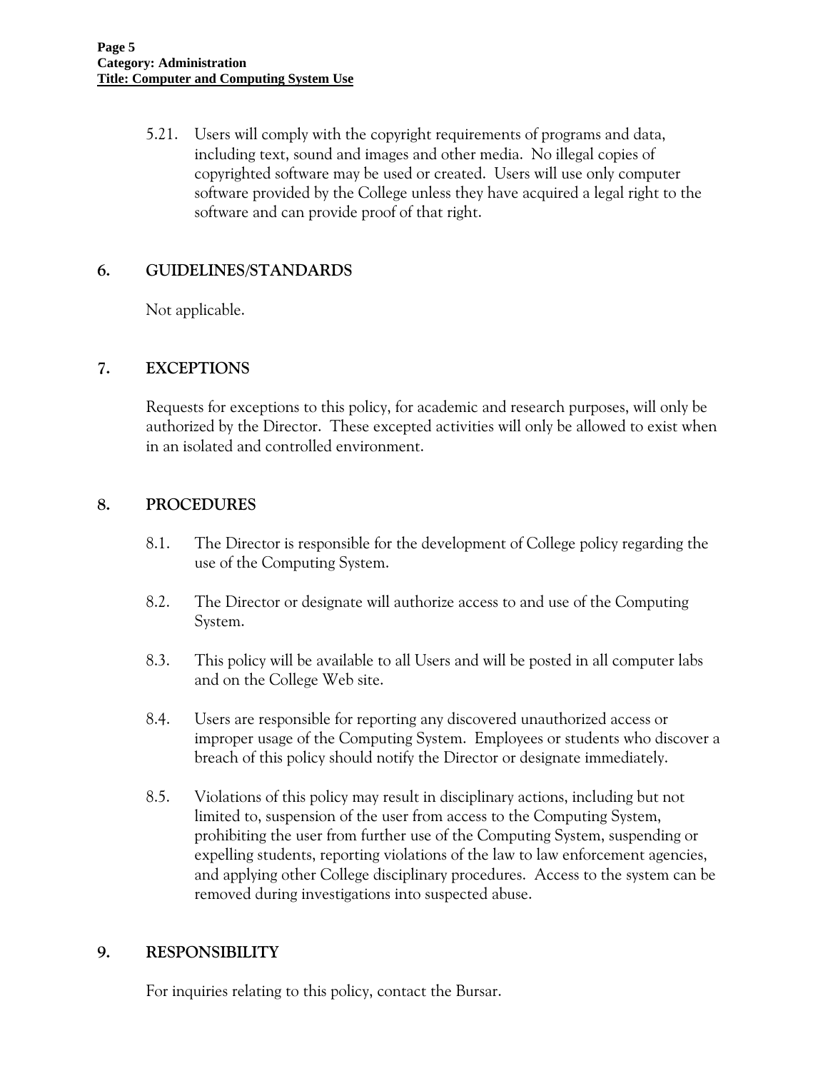5.21. Users will comply with the copyright requirements of programs and data, including text, sound and images and other media. No illegal copies of copyrighted software may be used or created. Users will use only computer software provided by the College unless they have acquired a legal right to the software and can provide proof of that right.

## 6. GUIDELINES/STANDARDS

Not applicable.

## 7. EXCEPTIONS

Requests for exceptions to this policy, for academic and research purposes, will only be authorized by the Director. These excepted activities will only be allowed to exist when in an isolated and controlled environment.

## 8. PROCEDURES

8.1. The Director is responsible for the development of College policy regarding the use of the Computing System.

8.2. The Director or designate will authorize access to and use of the Computing System.

8.3. This policy will be available to all Users and will be posted in all computer labs and on the College Web site.

8.4. Users are responsible for reporting any discovered unauthorized access or improper usage of the Computing System. Employees or students who discover a breach of this policy should notify the Director or designate immediately.

8.5. Violations of this policy may result in disciplinary actions, including but not limited to, suspension of the user from access to the Computing System, prohibiting the user from further use of the Computing System, suspending or expelling students, reporting violations of the law to law enforcement agencies, and applying other College disciplinary procedures. Access to the system can be removed during investigations into suspected abuse.

## 9. RESPONSIBILITY

For inquiries relating to this policy, contact the Bursar.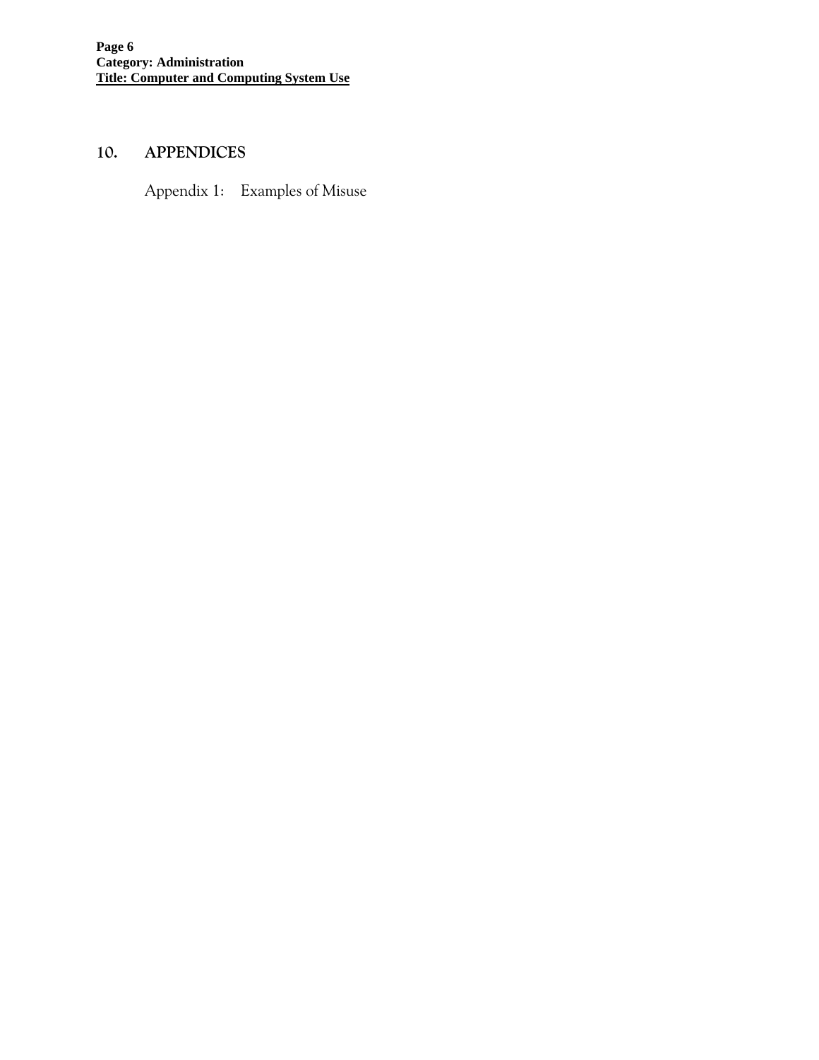## 10. APPENDICES

Appendix 1: Examples of Misuse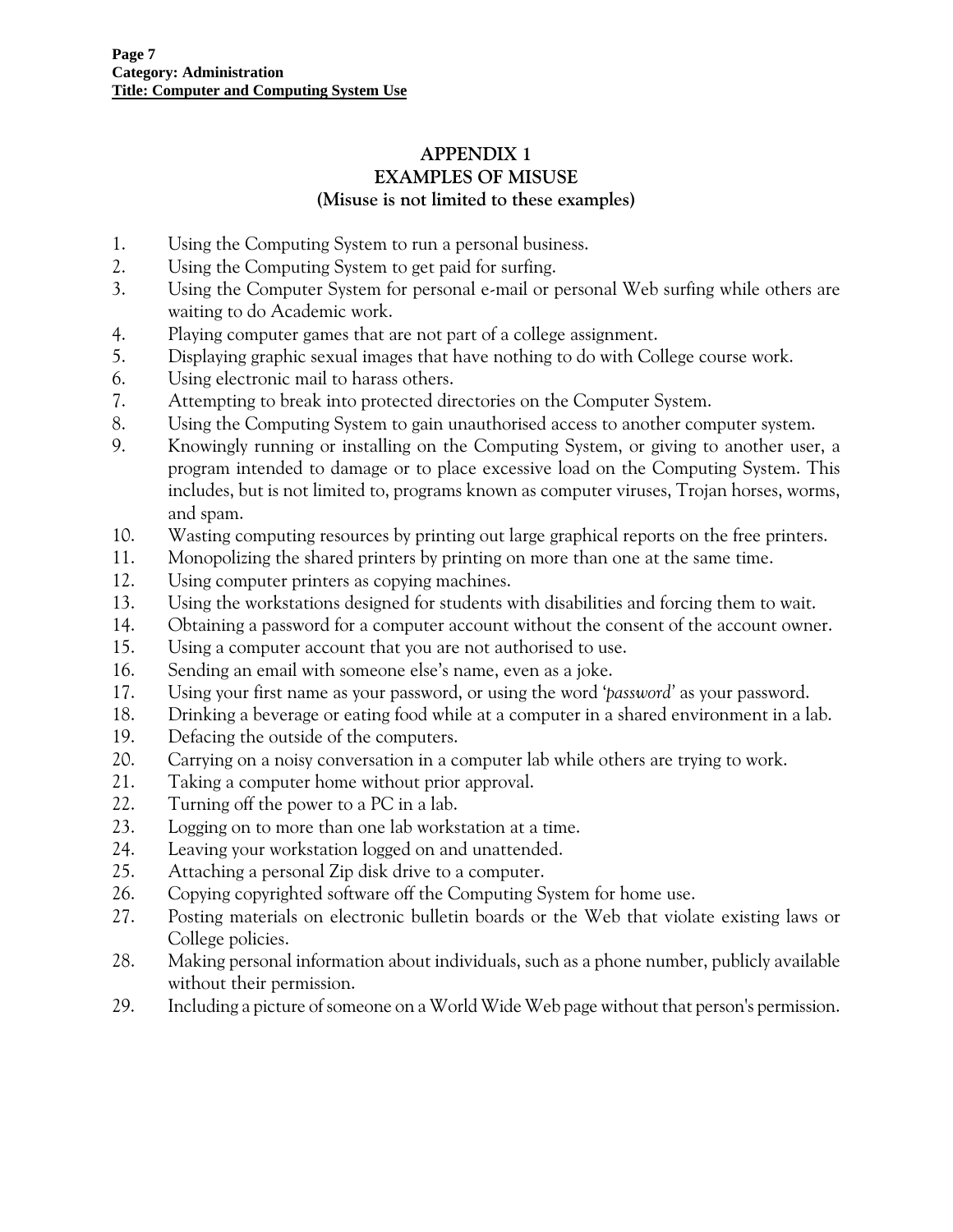## APPENDIX 1
## EXAMPLES OF MISUSE
### (Misuse is not limited to these examples)

1. Using the Computing System to run a personal business.
2. Using the Computing System to get paid for surfing.
3. Using the Computer System for personal e-mail or personal Web surfing while others are waiting to do Academic work.
4. Playing computer games that are not part of a college assignment.
5. Displaying graphic sexual images that have nothing to do with College course work.
6. Using electronic mail to harass others.
7. Attempting to break into protected directories on the Computer System.
8. Using the Computing System to gain unauthorised access to another computer system.
9. Knowingly running or installing on the Computing System, or giving to another user, a program intended to damage or to place excessive load on the Computing System. This includes, but is not limited to, programs known as computer viruses, Trojan horses, worms, and spam.
10. Wasting computing resources by printing out large graphical reports on the free printers.
11. Monopolizing the shared printers by printing on more than one at the same time.
12. Using computer printers as copying machines.
13. Using the workstations designed for students with disabilities and forcing them to wait.
14. Obtaining a password for a computer account without the consent of the account owner.
15. Using a computer account that you are not authorised to use.
16. Sending an email with someone else's name, even as a joke.
17. Using your first name as your password, or using the word '*password*' as your password.
18. Drinking a beverage or eating food while at a computer in a shared environment in a lab.
19. Defacing the outside of the computers.
20. Carrying on a noisy conversation in a computer lab while others are trying to work.
21. Taking a computer home without prior approval.
22. Turning off the power to a PC in a lab.
23. Logging on to more than one lab workstation at a time.
24. Leaving your workstation logged on and unattended.
25. Attaching a personal Zip disk drive to a computer.
26. Copying copyrighted software off the Computing System for home use.
27. Posting materials on electronic bulletin boards or the Web that violate existing laws or College policies.
28. Making personal information about individuals, such as a phone number, publicly available without their permission.
29. Including a picture of someone on a World Wide Web page without that person's permission.